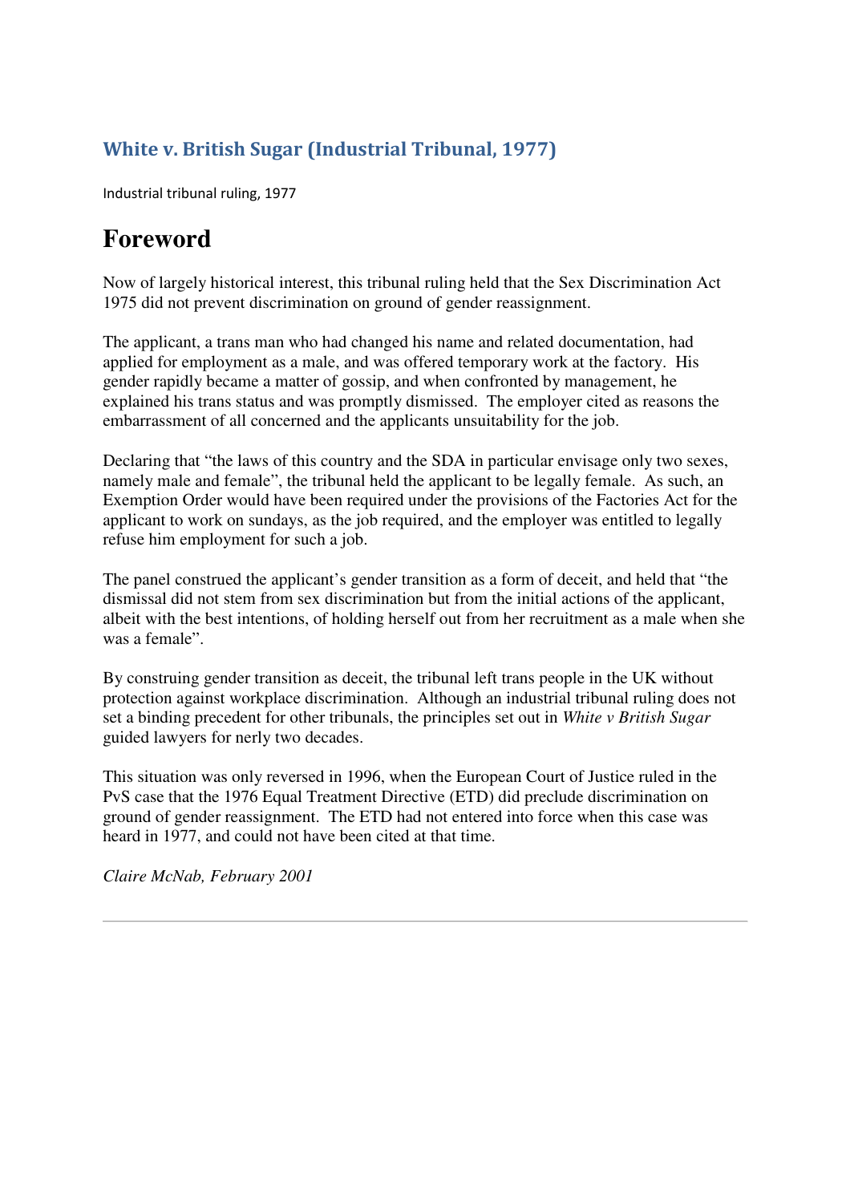## White v. British Sugar (Industrial Tribunal, 1977)

Industrial tribunal ruling, 1977

# Foreword

Now of largely historical interest, this tribunal ruling held that the Sex Discrimination Act 1975 did not prevent discrimination on ground of gender reassignment.

The applicant, a trans man who had changed his name and related documentation, had applied for employment as a male, and was offered temporary work at the factory. His gender rapidly became a matter of gossip, and when confronted by management, he explained his trans status and was promptly dismissed. The employer cited as reasons the embarrassment of all concerned and the applicants unsuitability for the job.

Declaring that "the laws of this country and the SDA in particular envisage only two sexes, namely male and female", the tribunal held the applicant to be legally female. As such, an Exemption Order would have been required under the provisions of the Factories Act for the applicant to work on sundays, as the job required, and the employer was entitled to legally refuse him employment for such a job.

The panel construed the applicant's gender transition as a form of deceit, and held that "the dismissal did not stem from sex discrimination but from the initial actions of the applicant, albeit with the best intentions, of holding herself out from her recruitment as a male when she was a female".

By construing gender transition as deceit, the tribunal left trans people in the UK without protection against workplace discrimination. Although an industrial tribunal ruling does not set a binding precedent for other tribunals, the principles set out in *White v British Sugar* guided lawyers for nerly two decades.

This situation was only reversed in 1996, when the European Court of Justice ruled in the PvS case that the 1976 Equal Treatment Directive (ETD) did preclude discrimination on ground of gender reassignment. The ETD had not entered into force when this case was heard in 1977, and could not have been cited at that time.

*Claire McNab, February 2001*

---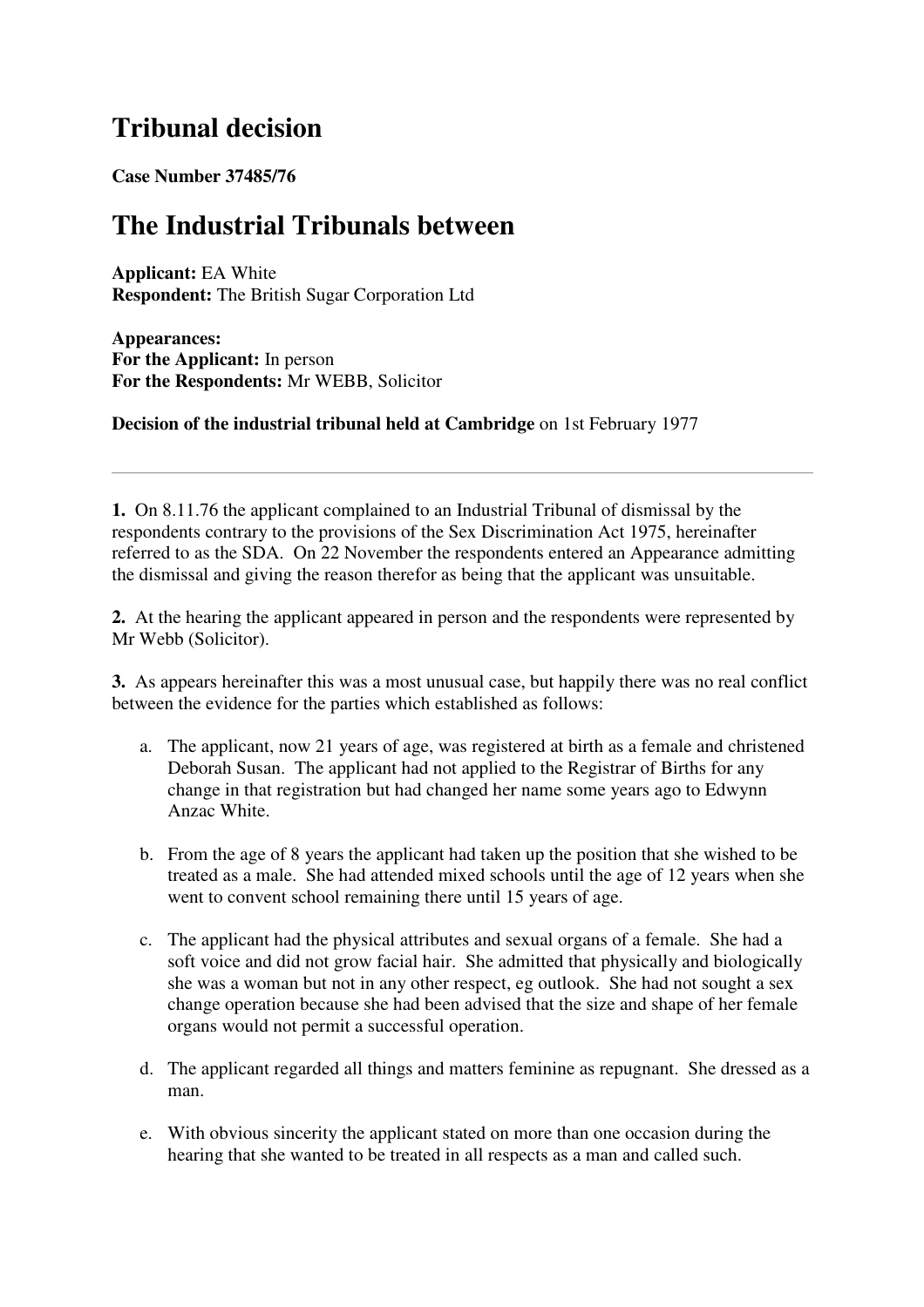# Tribunal decision

**Case Number 37485/76**

# The Industrial Tribunals between

**Applicant:** EA White
**Respondent:** The British Sugar Corporation Ltd

**Appearances:**
**For the Applicant:** In person
**For the Respondents:** Mr WEBB, Solicitor

**Decision of the industrial tribunal held at Cambridge** on 1st February 1977

---

**1.** On 8.11.76 the applicant complained to an Industrial Tribunal of dismissal by the respondents contrary to the provisions of the Sex Discrimination Act 1975, hereinafter referred to as the SDA. On 22 November the respondents entered an Appearance admitting the dismissal and giving the reason therefor as being that the applicant was unsuitable.

**2.** At the hearing the applicant appeared in person and the respondents were represented by Mr Webb (Solicitor).

**3.** As appears hereinafter this was a most unusual case, but happily there was no real conflict between the evidence for the parties which established as follows:

a. The applicant, now 21 years of age, was registered at birth as a female and christened Deborah Susan. The applicant had not applied to the Registrar of Births for any change in that registration but had changed her name some years ago to Edwynn Anzac White.

b. From the age of 8 years the applicant had taken up the position that she wished to be treated as a male. She had attended mixed schools until the age of 12 years when she went to convent school remaining there until 15 years of age.

c. The applicant had the physical attributes and sexual organs of a female. She had a soft voice and did not grow facial hair. She admitted that physically and biologically she was a woman but not in any other respect, eg outlook. She had not sought a sex change operation because she had been advised that the size and shape of her female organs would not permit a successful operation.

d. The applicant regarded all things and matters feminine as repugnant. She dressed as a man.

e. With obvious sincerity the applicant stated on more than one occasion during the hearing that she wanted to be treated in all respects as a man and called such.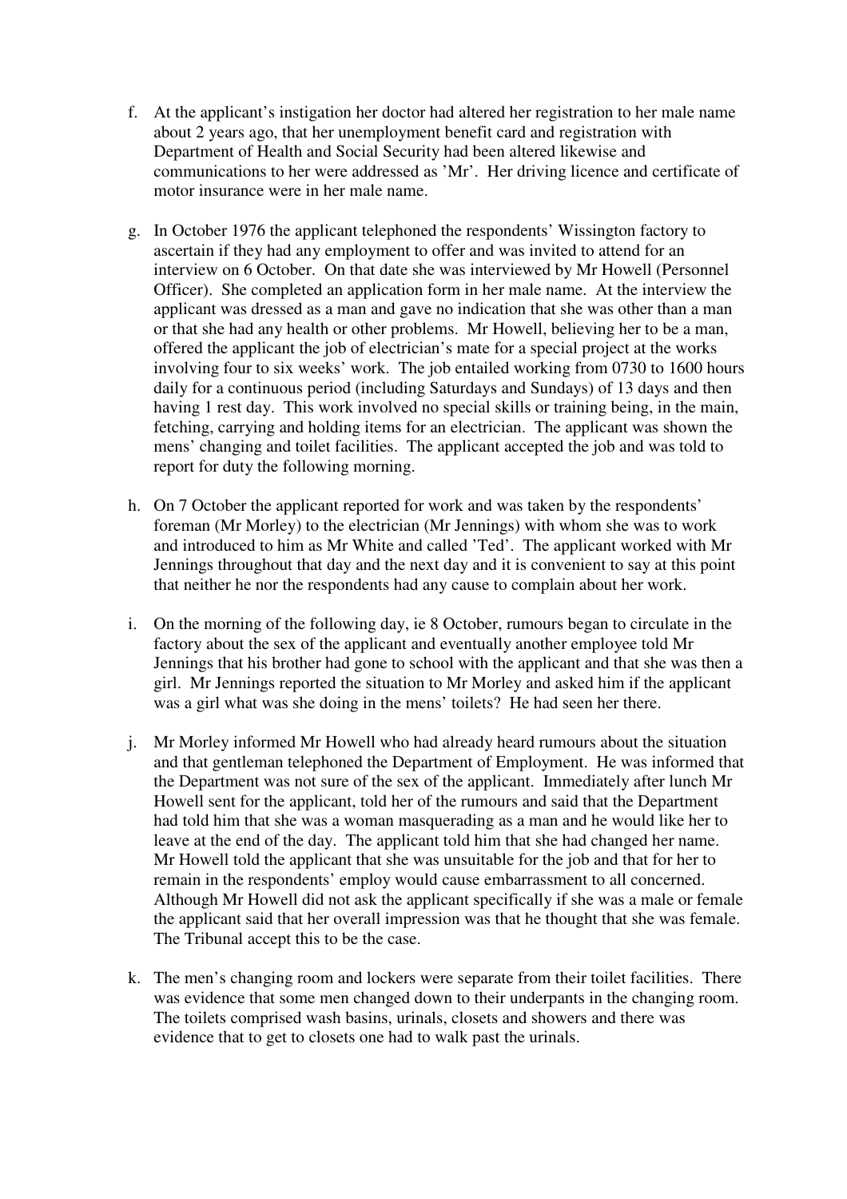f. At the applicant's instigation her doctor had altered her registration to her male name about 2 years ago, that her unemployment benefit card and registration with Department of Health and Social Security had been altered likewise and communications to her were addressed as 'Mr'. Her driving licence and certificate of motor insurance were in her male name.

g. In October 1976 the applicant telephoned the respondents' Wissington factory to ascertain if they had any employment to offer and was invited to attend for an interview on 6 October. On that date she was interviewed by Mr Howell (Personnel Officer). She completed an application form in her male name. At the interview the applicant was dressed as a man and gave no indication that she was other than a man or that she had any health or other problems. Mr Howell, believing her to be a man, offered the applicant the job of electrician's mate for a special project at the works involving four to six weeks' work. The job entailed working from 0730 to 1600 hours daily for a continuous period (including Saturdays and Sundays) of 13 days and then having 1 rest day. This work involved no special skills or training being, in the main, fetching, carrying and holding items for an electrician. The applicant was shown the mens' changing and toilet facilities. The applicant accepted the job and was told to report for duty the following morning.

h. On 7 October the applicant reported for work and was taken by the respondents' foreman (Mr Morley) to the electrician (Mr Jennings) with whom she was to work and introduced to him as Mr White and called 'Ted'. The applicant worked with Mr Jennings throughout that day and the next day and it is convenient to say at this point that neither he nor the respondents had any cause to complain about her work.

i. On the morning of the following day, ie 8 October, rumours began to circulate in the factory about the sex of the applicant and eventually another employee told Mr Jennings that his brother had gone to school with the applicant and that she was then a girl. Mr Jennings reported the situation to Mr Morley and asked him if the applicant was a girl what was she doing in the mens' toilets? He had seen her there.

j. Mr Morley informed Mr Howell who had already heard rumours about the situation and that gentleman telephoned the Department of Employment. He was informed that the Department was not sure of the sex of the applicant. Immediately after lunch Mr Howell sent for the applicant, told her of the rumours and said that the Department had told him that she was a woman masquerading as a man and he would like her to leave at the end of the day. The applicant told him that she had changed her name. Mr Howell told the applicant that she was unsuitable for the job and that for her to remain in the respondents' employ would cause embarrassment to all concerned. Although Mr Howell did not ask the applicant specifically if she was a male or female the applicant said that her overall impression was that he thought that she was female. The Tribunal accept this to be the case.

k. The men's changing room and lockers were separate from their toilet facilities. There was evidence that some men changed down to their underpants in the changing room. The toilets comprised wash basins, urinals, closets and showers and there was evidence that to get to closets one had to walk past the urinals.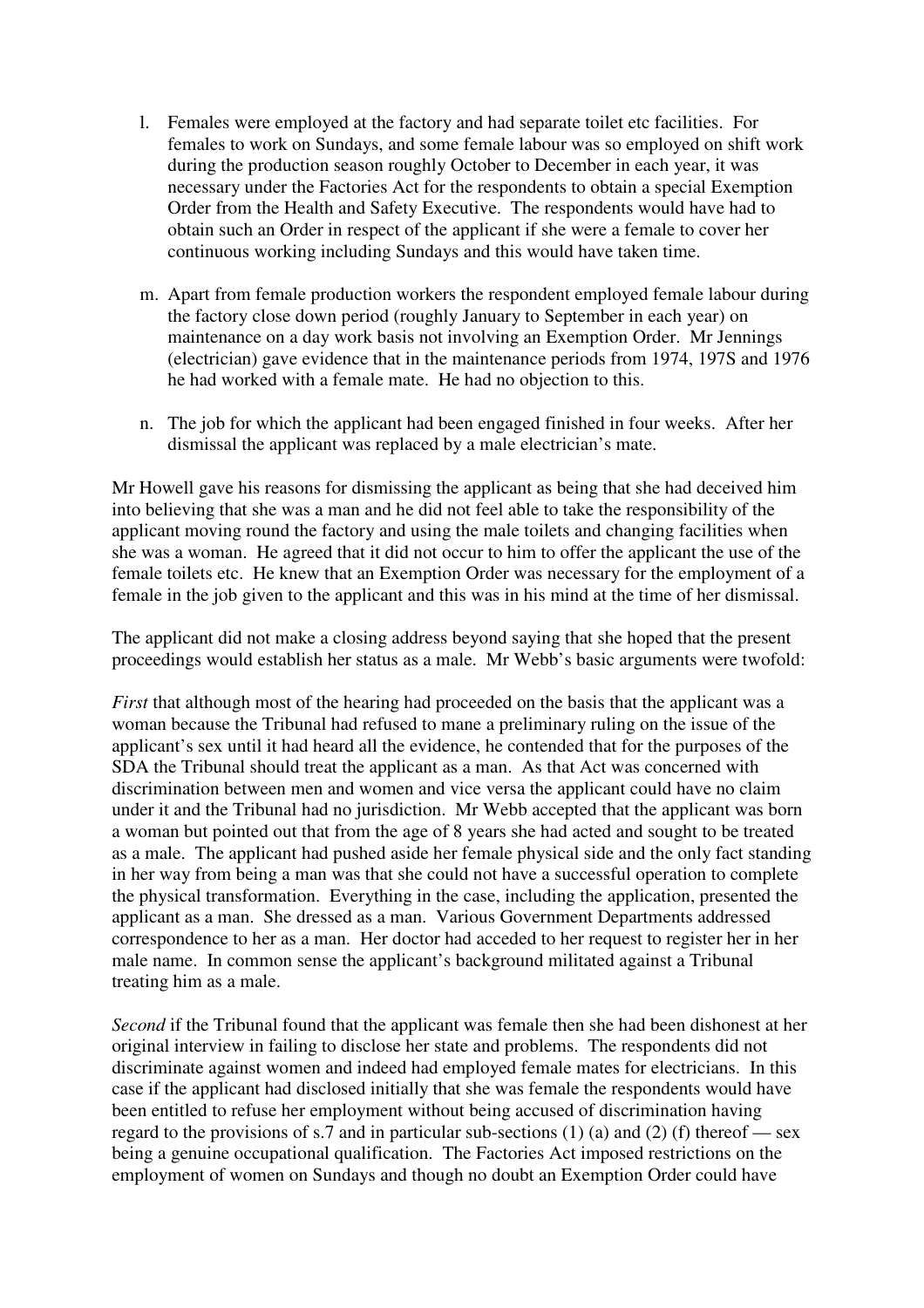l. Females were employed at the factory and had separate toilet etc facilities. For females to work on Sundays, and some female labour was so employed on shift work during the production season roughly October to December in each year, it was necessary under the Factories Act for the respondents to obtain a special Exemption Order from the Health and Safety Executive. The respondents would have had to obtain such an Order in respect of the applicant if she were a female to cover her continuous working including Sundays and this would have taken time.

m. Apart from female production workers the respondent employed female labour during the factory close down period (roughly January to September in each year) on maintenance on a day work basis not involving an Exemption Order. Mr Jennings (electrician) gave evidence that in the maintenance periods from 1974, 197S and 1976 he had worked with a female mate. He had no objection to this.

n. The job for which the applicant had been engaged finished in four weeks. After her dismissal the applicant was replaced by a male electrician's mate.

Mr Howell gave his reasons for dismissing the applicant as being that she had deceived him into believing that she was a man and he did not feel able to take the responsibility of the applicant moving round the factory and using the male toilets and changing facilities when she was a woman. He agreed that it did not occur to him to offer the applicant the use of the female toilets etc. He knew that an Exemption Order was necessary for the employment of a female in the job given to the applicant and this was in his mind at the time of her dismissal.

The applicant did not make a closing address beyond saying that she hoped that the present proceedings would establish her status as a male. Mr Webb's basic arguments were twofold:

*First* that although most of the hearing had proceeded on the basis that the applicant was a woman because the Tribunal had refused to mane a preliminary ruling on the issue of the applicant's sex until it had heard all the evidence, he contended that for the purposes of the SDA the Tribunal should treat the applicant as a man. As that Act was concerned with discrimination between men and women and vice versa the applicant could have no claim under it and the Tribunal had no jurisdiction. Mr Webb accepted that the applicant was born a woman but pointed out that from the age of 8 years she had acted and sought to be treated as a male. The applicant had pushed aside her female physical side and the only fact standing in her way from being a man was that she could not have a successful operation to complete the physical transformation. Everything in the case, including the application, presented the applicant as a man. She dressed as a man. Various Government Departments addressed correspondence to her as a man. Her doctor had acceded to her request to register her in her male name. In common sense the applicant's background militated against a Tribunal treating him as a male.

*Second* if the Tribunal found that the applicant was female then she had been dishonest at her original interview in failing to disclose her state and problems. The respondents did not discriminate against women and indeed had employed female mates for electricians. In this case if the applicant had disclosed initially that she was female the respondents would have been entitled to refuse her employment without being accused of discrimination having regard to the provisions of s.7 and in particular sub-sections (1) (a) and (2) (f) thereof — sex being a genuine occupational qualification. The Factories Act imposed restrictions on the employment of women on Sundays and though no doubt an Exemption Order could have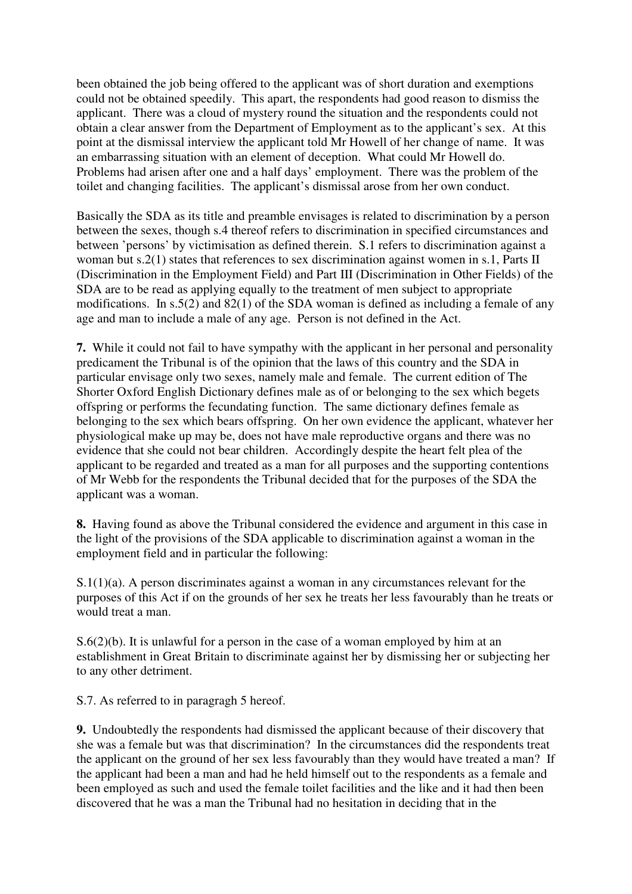been obtained the job being offered to the applicant was of short duration and exemptions could not be obtained speedily. This apart, the respondents had good reason to dismiss the applicant. There was a cloud of mystery round the situation and the respondents could not obtain a clear answer from the Department of Employment as to the applicant's sex. At this point at the dismissal interview the applicant told Mr Howell of her change of name. It was an embarrassing situation with an element of deception. What could Mr Howell do. Problems had arisen after one and a half days' employment. There was the problem of the toilet and changing facilities. The applicant's dismissal arose from her own conduct.

Basically the SDA as its title and preamble envisages is related to discrimination by a person between the sexes, though s.4 thereof refers to discrimination in specified circumstances and between 'persons' by victimisation as defined therein. S.1 refers to discrimination against a woman but s.2(1) states that references to sex discrimination against women in s.1, Parts II (Discrimination in the Employment Field) and Part III (Discrimination in Other Fields) of the SDA are to be read as applying equally to the treatment of men subject to appropriate modifications. In s.5(2) and 82(1) of the SDA woman is defined as including a female of any age and man to include a male of any age. Person is not defined in the Act.

**7.** While it could not fail to have sympathy with the applicant in her personal and personality predicament the Tribunal is of the opinion that the laws of this country and the SDA in particular envisage only two sexes, namely male and female. The current edition of The Shorter Oxford English Dictionary defines male as of or belonging to the sex which begets offspring or performs the fecundating function. The same dictionary defines female as belonging to the sex which bears offspring. On her own evidence the applicant, whatever her physiological make up may be, does not have male reproductive organs and there was no evidence that she could not bear children. Accordingly despite the heart felt plea of the applicant to be regarded and treated as a man for all purposes and the supporting contentions of Mr Webb for the respondents the Tribunal decided that for the purposes of the SDA the applicant was a woman.

**8.** Having found as above the Tribunal considered the evidence and argument in this case in the light of the provisions of the SDA applicable to discrimination against a woman in the employment field and in particular the following:

S.1(1)(a). A person discriminates against a woman in any circumstances relevant for the purposes of this Act if on the grounds of her sex he treats her less favourably than he treats or would treat a man.

S.6(2)(b). It is unlawful for a person in the case of a woman employed by him at an establishment in Great Britain to discriminate against her by dismissing her or subjecting her to any other detriment.

S.7. As referred to in paragragh 5 hereof.

**9.** Undoubtedly the respondents had dismissed the applicant because of their discovery that she was a female but was that discrimination? In the circumstances did the respondents treat the applicant on the ground of her sex less favourably than they would have treated a man? If the applicant had been a man and had he held himself out to the respondents as a female and been employed as such and used the female toilet facilities and the like and it had then been discovered that he was a man the Tribunal had no hesitation in deciding that in the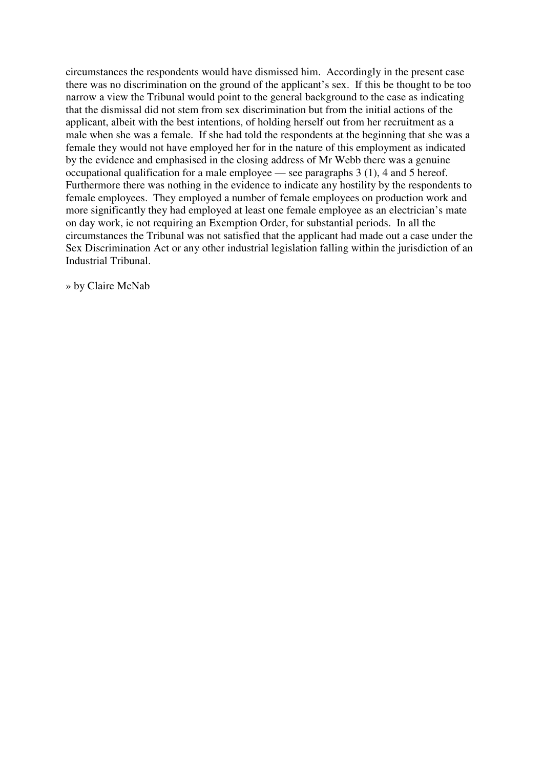circumstances the respondents would have dismissed him. Accordingly in the present case there was no discrimination on the ground of the applicant's sex. If this be thought to be too narrow a view the Tribunal would point to the general background to the case as indicating that the dismissal did not stem from sex discrimination but from the initial actions of the applicant, albeit with the best intentions, of holding herself out from her recruitment as a male when she was a female. If she had told the respondents at the beginning that she was a female they would not have employed her for in the nature of this employment as indicated by the evidence and emphasised in the closing address of Mr Webb there was a genuine occupational qualification for a male employee — see paragraphs 3 (1), 4 and 5 hereof. Furthermore there was nothing in the evidence to indicate any hostility by the respondents to female employees. They employed a number of female employees on production work and more significantly they had employed at least one female employee as an electrician's mate on day work, ie not requiring an Exemption Order, for substantial periods. In all the circumstances the Tribunal was not satisfied that the applicant had made out a case under the Sex Discrimination Act or any other industrial legislation falling within the jurisdiction of an Industrial Tribunal.

» by Claire McNab